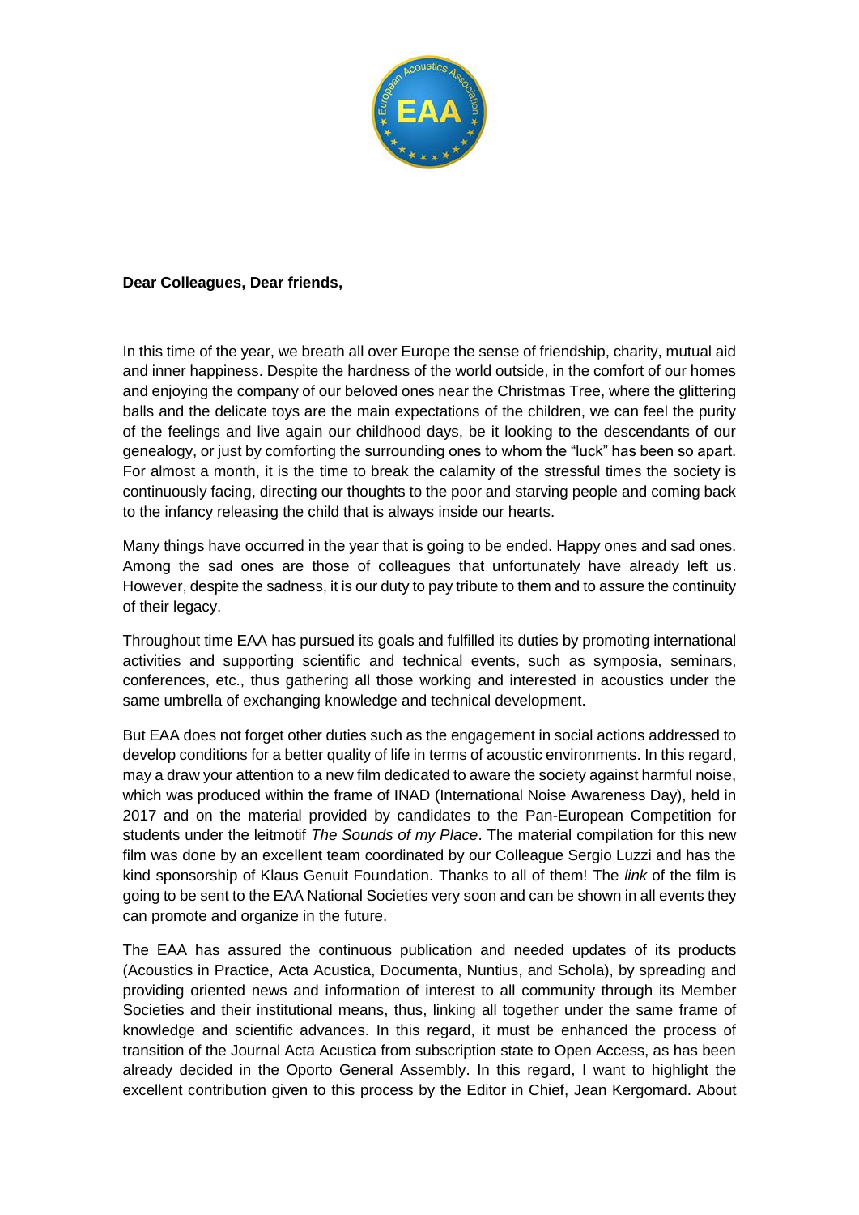**Dear Colleagues, Dear friends,**

In this time of the year, we breath all over Europe the sense of friendship, charity, mutual aid and inner happiness. Despite the hardness of the world outside, in the comfort of our homes and enjoying the company of our beloved ones near the Christmas Tree, where the glittering balls and the delicate toys are the main expectations of the children, we can feel the purity of the feelings and live again our childhood days, be it looking to the descendants of our genealogy, or just by comforting the surrounding ones to whom the "luck" has been so apart. For almost a month, it is the time to break the calamity of the stressful times the society is continuously facing, directing our thoughts to the poor and starving people and coming back to the infancy releasing the child that is always inside our hearts.

Many things have occurred in the year that is going to be ended. Happy ones and sad ones. Among the sad ones are those of colleagues that unfortunately have already left us. However, despite the sadness, it is our duty to pay tribute to them and to assure the continuity of their legacy.

Throughout time EAA has pursued its goals and fulfilled its duties by promoting international activities and supporting scientific and technical events, such as symposia, seminars, conferences, etc., thus gathering all those working and interested in acoustics under the same umbrella of exchanging knowledge and technical development.

But EAA does not forget other duties such as the engagement in social actions addressed to develop conditions for a better quality of life in terms of acoustic environments. In this regard, may a draw your attention to a new film dedicated to aware the society against harmful noise, which was produced within the frame of INAD (International Noise Awareness Day), held in 2017 and on the material provided by candidates to the Pan-European Competition for students under the leitmotif *The Sounds of my Place*. The material compilation for this new film was done by an excellent team coordinated by our Colleague Sergio Luzzi and has the kind sponsorship of Klaus Genuit Foundation. Thanks to all of them! The *link* of the film is going to be sent to the EAA National Societies very soon and can be shown in all events they can promote and organize in the future.

The EAA has assured the continuous publication and needed updates of its products (Acoustics in Practice, Acta Acustica, Documenta, Nuntius, and Schola), by spreading and providing oriented news and information of interest to all community through its Member Societies and their institutional means, thus, linking all together under the same frame of knowledge and scientific advances. In this regard, it must be enhanced the process of transition of the Journal Acta Acustica from subscription state to Open Access, as has been already decided in the Oporto General Assembly. In this regard, I want to highlight the excellent contribution given to this process by the Editor in Chief, Jean Kergomard. About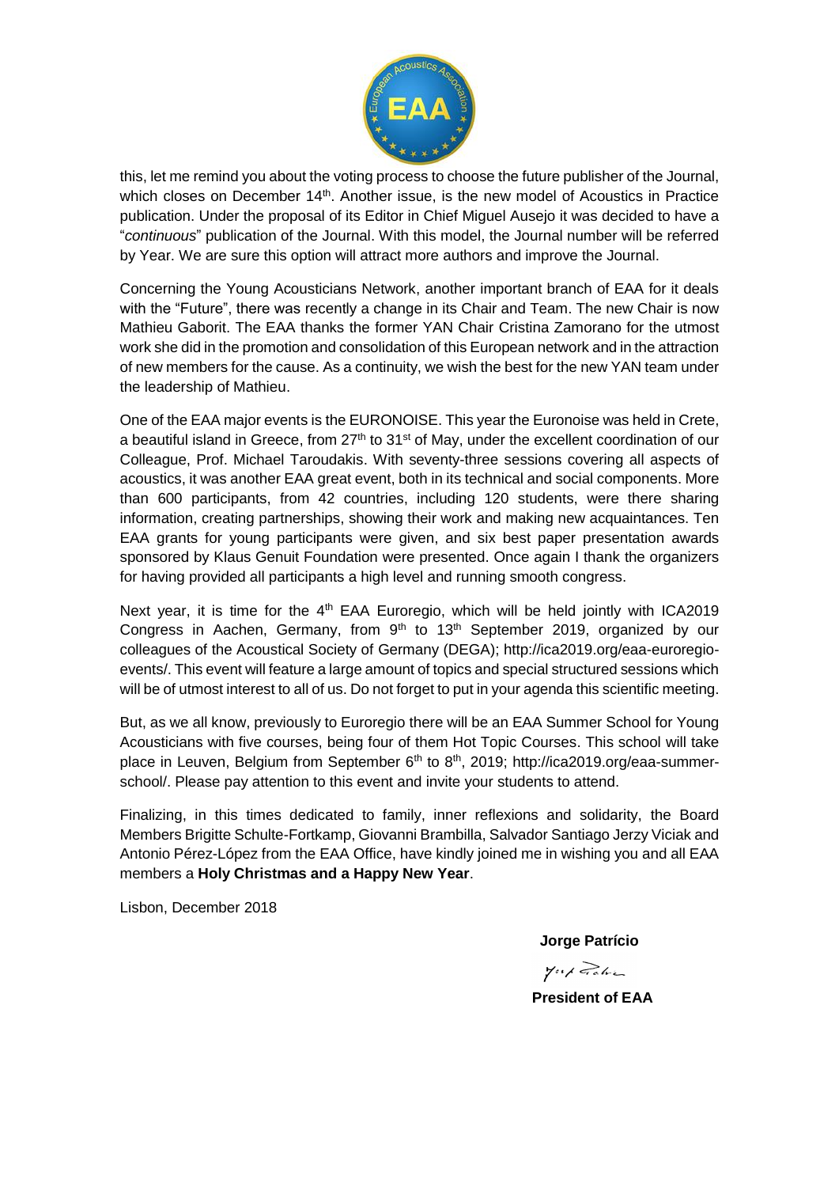this, let me remind you about the voting process to choose the future publisher of the Journal, which closes on December 14th. Another issue, is the new model of Acoustics in Practice publication. Under the proposal of its Editor in Chief Miguel Ausejo it was decided to have a "*continuous*" publication of the Journal. With this model, the Journal number will be referred by Year. We are sure this option will attract more authors and improve the Journal.

Concerning the Young Acousticians Network, another important branch of EAA for it deals with the "Future", there was recently a change in its Chair and Team. The new Chair is now Mathieu Gaborit. The EAA thanks the former YAN Chair Cristina Zamorano for the utmost work she did in the promotion and consolidation of this European network and in the attraction of new members for the cause. As a continuity, we wish the best for the new YAN team under the leadership of Mathieu.

One of the EAA major events is the EURONOISE. This year the Euronoise was held in Crete, a beautiful island in Greece, from 27th to 31st of May, under the excellent coordination of our Colleague, Prof. Michael Taroudakis. With seventy-three sessions covering all aspects of acoustics, it was another EAA great event, both in its technical and social components. More than 600 participants, from 42 countries, including 120 students, were there sharing information, creating partnerships, showing their work and making new acquaintances. Ten EAA grants for young participants were given, and six best paper presentation awards sponsored by Klaus Genuit Foundation were presented. Once again I thank the organizers for having provided all participants a high level and running smooth congress.

Next year, it is time for the 4th EAA Euroregio, which will be held jointly with ICA2019 Congress in Aachen, Germany, from 9th to 13th September 2019, organized by our colleagues of the Acoustical Society of Germany (DEGA); http://ica2019.org/eaa-euroregio-events/. This event will feature a large amount of topics and special structured sessions which will be of utmost interest to all of us. Do not forget to put in your agenda this scientific meeting.

But, as we all know, previously to Euroregio there will be an EAA Summer School for Young Acousticians with five courses, being four of them Hot Topic Courses. This school will take place in Leuven, Belgium from September 6th to 8th, 2019; http://ica2019.org/eaa-summer-school/. Please pay attention to this event and invite your students to attend.

Finalizing, in this times dedicated to family, inner reflexions and solidarity, the Board Members Brigitte Schulte-Fortkamp, Giovanni Brambilla, Salvador Santiago Jerzy Viciak and Antonio Pérez-López from the EAA Office, have kindly joined me in wishing you and all EAA members a **Holy Christmas and a Happy New Year**.

Lisbon, December 2018

**Jorge Patrício**

**President of EAA**